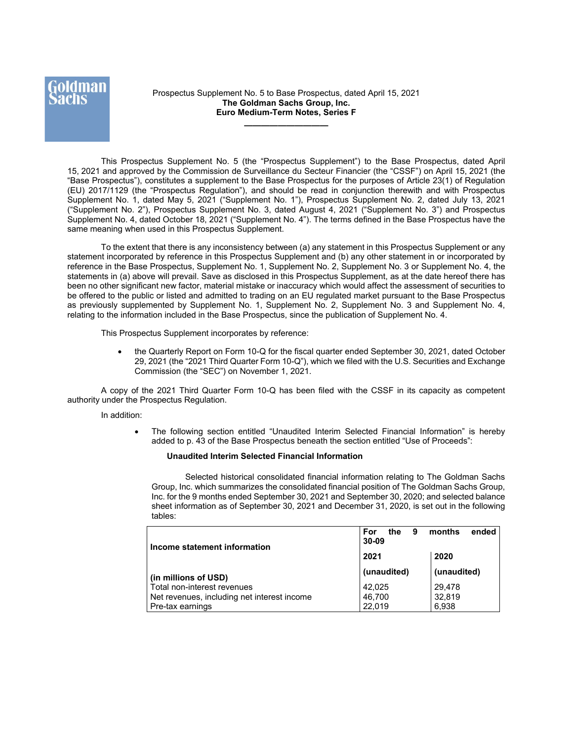Prospectus Supplement No. 5 to Base Prospectus, dated April 15, 2021

**The Goldman Sachs Group, Inc.**

**Euro Medium-Term Notes, Series F**

---

This Prospectus Supplement No. 5 (the "Prospectus Supplement") to the Base Prospectus, dated April 15, 2021 and approved by the Commission de Surveillance du Secteur Financier (the "CSSF") on April 15, 2021 (the "Base Prospectus"), constitutes a supplement to the Base Prospectus for the purposes of Article 23(1) of Regulation (EU) 2017/1129 (the "Prospectus Regulation"), and should be read in conjunction therewith and with Prospectus Supplement No. 1, dated May 5, 2021 ("Supplement No. 1"), Prospectus Supplement No. 2, dated July 13, 2021 ("Supplement No. 2"), Prospectus Supplement No. 3, dated August 4, 2021 ("Supplement No. 3") and Prospectus Supplement No. 4, dated October 18, 2021 ("Supplement No. 4"). The terms defined in the Base Prospectus have the same meaning when used in this Prospectus Supplement.

To the extent that there is any inconsistency between (a) any statement in this Prospectus Supplement or any statement incorporated by reference in this Prospectus Supplement and (b) any other statement in or incorporated by reference in the Base Prospectus, Supplement No. 1, Supplement No. 2, Supplement No. 3 or Supplement No. 4, the statements in (a) above will prevail. Save as disclosed in this Prospectus Supplement, as at the date hereof there has been no other significant new factor, material mistake or inaccuracy which would affect the assessment of securities to be offered to the public or listed and admitted to trading on an EU regulated market pursuant to the Base Prospectus as previously supplemented by Supplement No. 1, Supplement No. 2, Supplement No. 3 and Supplement No. 4, relating to the information included in the Base Prospectus, since the publication of Supplement No. 4.

This Prospectus Supplement incorporates by reference:

- the Quarterly Report on Form 10-Q for the fiscal quarter ended September 30, 2021, dated October 29, 2021 (the "2021 Third Quarter Form 10-Q"), which we filed with the U.S. Securities and Exchange Commission (the "SEC") on November 1, 2021.

A copy of the 2021 Third Quarter Form 10-Q has been filed with the CSSF in its capacity as competent authority under the Prospectus Regulation.

In addition:

- The following section entitled "Unaudited Interim Selected Financial Information" is hereby added to p. 43 of the Base Prospectus beneath the section entitled "Use of Proceeds":

**Unaudited Interim Selected Financial Information**

Selected historical consolidated financial information relating to The Goldman Sachs Group, Inc. which summarizes the consolidated financial position of The Goldman Sachs Group, Inc. for the 9 months ended September 30, 2021 and September 30, 2020; and selected balance sheet information as of September 30, 2021 and December 31, 2020, is set out in the following tables:

| **Income statement information** | **For the 9 months ended 30-09** | |
|---|---|---|
| | **2021** | **2020** |
| **(in millions of USD)** | **(unaudited)** | **(unaudited)** |
| Total non-interest revenues | 42,025 | 29,478 |
| Net revenues, including net interest income | 46,700 | 32,819 |
| Pre-tax earnings | 22,019 | 6,938 |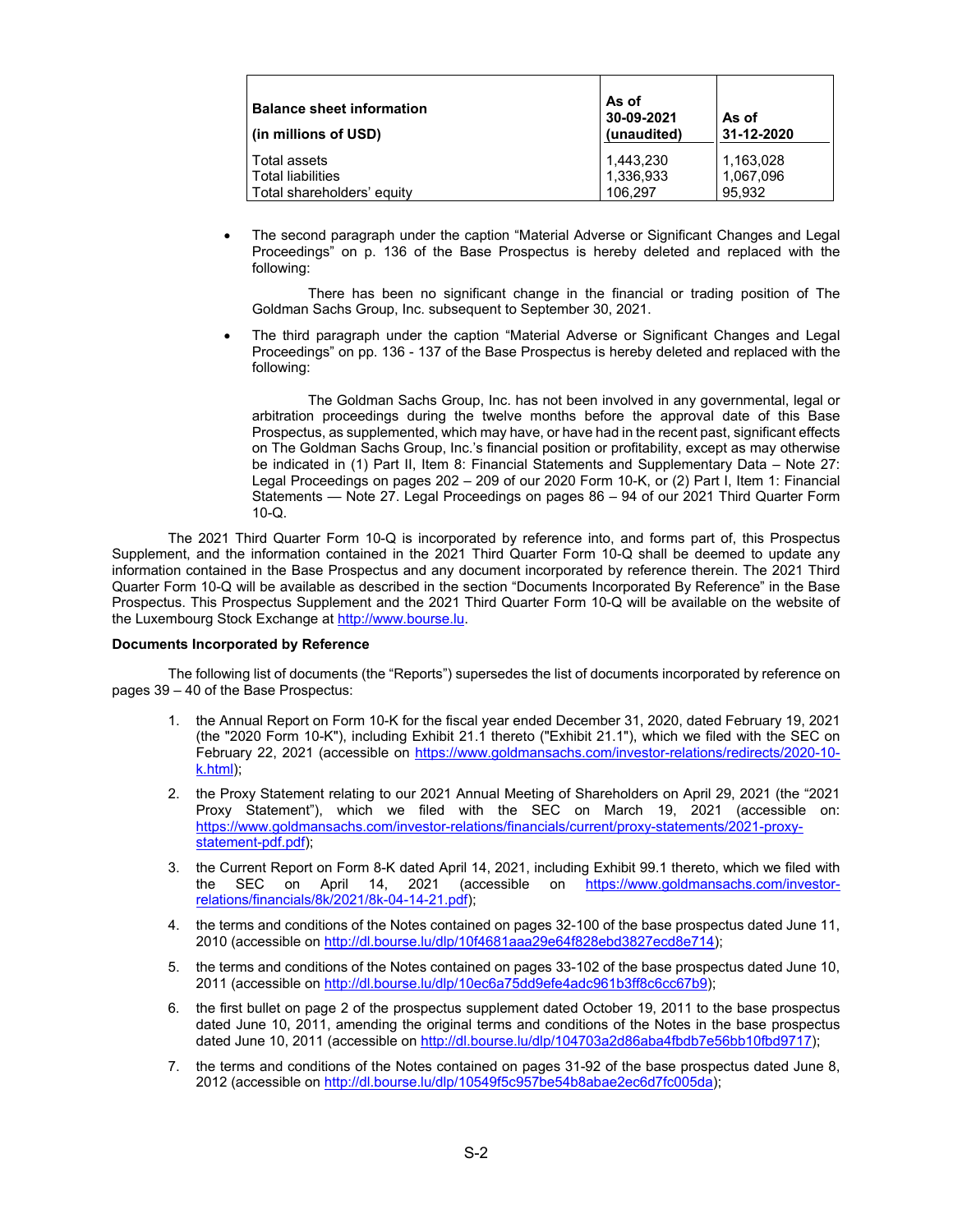| **Balance sheet information**<br><br>**(in millions of USD)** | **As of 30-09-2021 (unaudited)** | **As of 31-12-2020** |
|---|---|---|
| Total assets | 1,443,230 | 1,163,028 |
| Total liabilities | 1,336,933 | 1,067,096 |
| Total shareholders' equity | 106,297 | 95,932 |

- The second paragraph under the caption "Material Adverse or Significant Changes and Legal Proceedings" on p. 136 of the Base Prospectus is hereby deleted and replaced with the following:

  There has been no significant change in the financial or trading position of The Goldman Sachs Group, Inc. subsequent to September 30, 2021.

- The third paragraph under the caption "Material Adverse or Significant Changes and Legal Proceedings" on pp. 136 - 137 of the Base Prospectus is hereby deleted and replaced with the following:

  The Goldman Sachs Group, Inc. has not been involved in any governmental, legal or arbitration proceedings during the twelve months before the approval date of this Base Prospectus, as supplemented, which may have, or have had in the recent past, significant effects on The Goldman Sachs Group, Inc.'s financial position or profitability, except as may otherwise be indicated in (1) Part II, Item 8: Financial Statements and Supplementary Data – Note 27: Legal Proceedings on pages 202 – 209 of our 2020 Form 10-K, or (2) Part I, Item 1: Financial Statements — Note 27. Legal Proceedings on pages 86 – 94 of our 2021 Third Quarter Form 10-Q.

The 2021 Third Quarter Form 10-Q is incorporated by reference into, and forms part of, this Prospectus Supplement, and the information contained in the 2021 Third Quarter Form 10-Q shall be deemed to update any information contained in the Base Prospectus and any document incorporated by reference therein. The 2021 Third Quarter Form 10-Q will be available as described in the section "Documents Incorporated By Reference" in the Base Prospectus. This Prospectus Supplement and the 2021 Third Quarter Form 10-Q will be available on the website of the Luxembourg Stock Exchange at http://www.bourse.lu.

**Documents Incorporated by Reference**

The following list of documents (the "Reports") supersedes the list of documents incorporated by reference on pages 39 – 40 of the Base Prospectus:

1. the Annual Report on Form 10-K for the fiscal year ended December 31, 2020, dated February 19, 2021 (the "2020 Form 10-K"), including Exhibit 21.1 thereto ("Exhibit 21.1"), which we filed with the SEC on February 22, 2021 (accessible on https://www.goldmansachs.com/investor-relations/redirects/2020-10-k.html);
2. the Proxy Statement relating to our 2021 Annual Meeting of Shareholders on April 29, 2021 (the "2021 Proxy Statement"), which we filed with the SEC on March 19, 2021 (accessible on: https://www.goldmansachs.com/investor-relations/financials/current/proxy-statements/2021-proxy-statement-pdf.pdf);
3. the Current Report on Form 8-K dated April 14, 2021, including Exhibit 99.1 thereto, which we filed with the SEC on April 14, 2021 (accessible on https://www.goldmansachs.com/investor-relations/financials/8k/2021/8k-04-14-21.pdf);
4. the terms and conditions of the Notes contained on pages 32-100 of the base prospectus dated June 11, 2010 (accessible on http://dl.bourse.lu/dlp/10f4681aaa29e64f828ebd3827ecd8e714);
5. the terms and conditions of the Notes contained on pages 33-102 of the base prospectus dated June 10, 2011 (accessible on http://dl.bourse.lu/dlp/10ec6a75dd9efe4adc961b3ff8c6cc67b9);
6. the first bullet on page 2 of the prospectus supplement dated October 19, 2011 to the base prospectus dated June 10, 2011, amending the original terms and conditions of the Notes in the base prospectus dated June 10, 2011 (accessible on http://dl.bourse.lu/dlp/104703a2d86aba4fbdb7e56bb10fbd9717);
7. the terms and conditions of the Notes contained on pages 31-92 of the base prospectus dated June 8, 2012 (accessible on http://dl.bourse.lu/dlp/10549f5c957be54b8abae2ec6d7fc005da);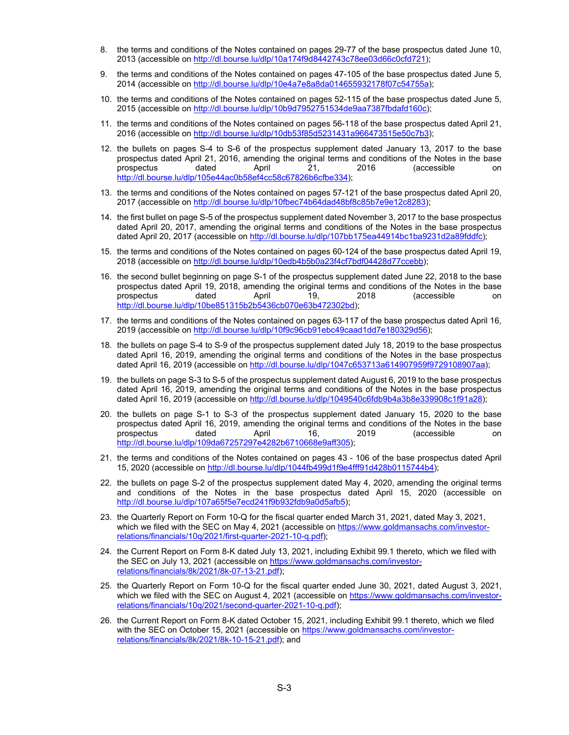8. the terms and conditions of the Notes contained on pages 29-77 of the base prospectus dated June 10, 2013 (accessible on http://dl.bourse.lu/dlp/10a174f9d8442743c78ee03d66c0cfd721);

9. the terms and conditions of the Notes contained on pages 47-105 of the base prospectus dated June 5, 2014 (accessible on http://dl.bourse.lu/dlp/10e4a7e8a8da014655932178f07c54755a);

10. the terms and conditions of the Notes contained on pages 52-115 of the base prospectus dated June 5, 2015 (accessible on http://dl.bourse.lu/dlp/10b9d7952751534de9aa7387fbdafd160c);

11. the terms and conditions of the Notes contained on pages 56-118 of the base prospectus dated April 21, 2016 (accessible on http://dl.bourse.lu/dlp/10db53f85d5231431a966473515e50c7b3);

12. the bullets on pages S-4 to S-6 of the prospectus supplement dated January 13, 2017 to the base prospectus dated April 21, 2016, amending the original terms and conditions of the Notes in the base prospectus dated April 21, 2016 (accessible on http://dl.bourse.lu/dlp/105e44ac0b58ef4cc58c67826b6cfbe334);

13. the terms and conditions of the Notes contained on pages 57-121 of the base prospectus dated April 20, 2017 (accessible on http://dl.bourse.lu/dlp/10fbec74b64dad48bf8c85b7e9e12c8283);

14. the first bullet on page S-5 of the prospectus supplement dated November 3, 2017 to the base prospectus dated April 20, 2017, amending the original terms and conditions of the Notes in the base prospectus dated April 20, 2017 (accessible on http://dl.bourse.lu/dlp/107bb175ea44914bc1ba9231d2a89fddfc);

15. the terms and conditions of the Notes contained on pages 60-124 of the base prospectus dated April 19, 2018 (accessible on http://dl.bourse.lu/dlp/10edb4b5b0a23f4cf7bdf04428d77ccebb);

16. the second bullet beginning on page S-1 of the prospectus supplement dated June 22, 2018 to the base prospectus dated April 19, 2018, amending the original terms and conditions of the Notes in the base prospectus dated April 19, 2018 (accessible on http://dl.bourse.lu/dlp/10be851315b2b5436cb070e63b472302bd);

17. the terms and conditions of the Notes contained on pages 63-117 of the base prospectus dated April 16, 2019 (accessible on http://dl.bourse.lu/dlp/10f9c96cb91ebc49caad1dd7e180329d56);

18. the bullets on page S-4 to S-9 of the prospectus supplement dated July 18, 2019 to the base prospectus dated April 16, 2019, amending the original terms and conditions of the Notes in the base prospectus dated April 16, 2019 (accessible on http://dl.bourse.lu/dlp/1047c653713a614907959f9729108907aa);

19. the bullets on page S-3 to S-5 of the prospectus supplement dated August 6, 2019 to the base prospectus dated April 16, 2019, amending the original terms and conditions of the Notes in the base prospectus dated April 16, 2019 (accessible on http://dl.bourse.lu/dlp/1049540c6fdb9b4a3b8e339908c1f91a28);

20. the bullets on page S-1 to S-3 of the prospectus supplement dated January 15, 2020 to the base prospectus dated April 16, 2019, amending the original terms and conditions of the Notes in the base prospectus dated April 16, 2019 (accessible on http://dl.bourse.lu/dlp/109da67257297e4282b6710668e9aff305);

21. the terms and conditions of the Notes contained on pages 43 - 106 of the base prospectus dated April 15, 2020 (accessible on http://dl.bourse.lu/dlp/1044fb499d1f9e4fff91d428b0115744b4);

22. the bullets on page S-2 of the prospectus supplement dated May 4, 2020, amending the original terms and conditions of the Notes in the base prospectus dated April 15, 2020 (accessible on http://dl.bourse.lu/dlp/107a65f5e7ecd241f9b932fdb9a0d5afb5);

23. the Quarterly Report on Form 10-Q for the fiscal quarter ended March 31, 2021, dated May 3, 2021, which we filed with the SEC on May 4, 2021 (accessible on https://www.goldmansachs.com/investor-relations/financials/10q/2021/first-quarter-2021-10-q.pdf);

24. the Current Report on Form 8-K dated July 13, 2021, including Exhibit 99.1 thereto, which we filed with the SEC on July 13, 2021 (accessible on https://www.goldmansachs.com/investor-relations/financials/8k/2021/8k-07-13-21.pdf);

25. the Quarterly Report on Form 10-Q for the fiscal quarter ended June 30, 2021, dated August 3, 2021, which we filed with the SEC on August 4, 2021 (accessible on https://www.goldmansachs.com/investor-relations/financials/10q/2021/second-quarter-2021-10-q.pdf);

26. the Current Report on Form 8-K dated October 15, 2021, including Exhibit 99.1 thereto, which we filed with the SEC on October 15, 2021 (accessible on https://www.goldmansachs.com/investor-relations/financials/8k/2021/8k-10-15-21.pdf); and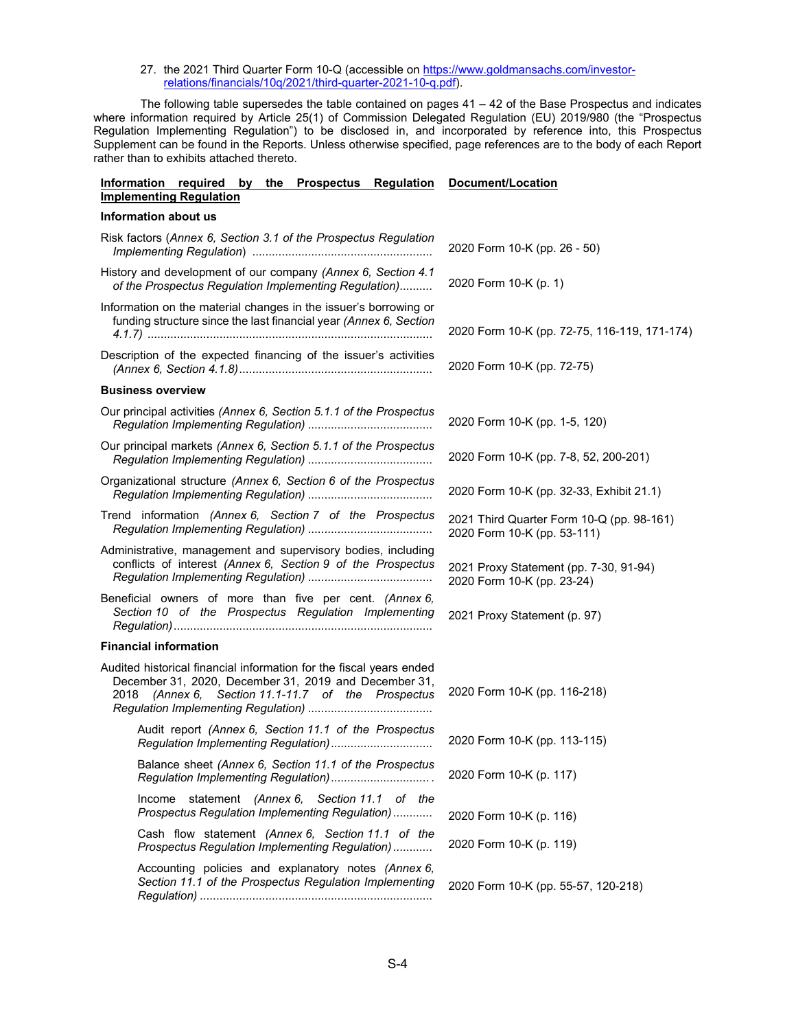27. the 2021 Third Quarter Form 10-Q (accessible on https://www.goldmansachs.com/investor-relations/financials/10q/2021/third-quarter-2021-10-q.pdf).

The following table supersedes the table contained on pages 41 – 42 of the Base Prospectus and indicates where information required by Article 25(1) of Commission Delegated Regulation (EU) 2019/980 (the "Prospectus Regulation Implementing Regulation") to be disclosed in, and incorporated by reference into, this Prospectus Supplement can be found in the Reports. Unless otherwise specified, page references are to the body of each Report rather than to exhibits attached thereto.

| Information required by the Prospectus Regulation Implementing Regulation | Document/Location |
|---|---|
| **Information about us** | |
| Risk factors (*Annex 6, Section 3.1 of the Prospectus Regulation Implementing Regulation*) | 2020 Form 10-K (pp. 26 - 50) |
| History and development of our company *(Annex 6, Section 4.1 of the Prospectus Regulation Implementing Regulation)* | 2020 Form 10-K (p. 1) |
| Information on the material changes in the issuer's borrowing or funding structure since the last financial year *(Annex 6, Section 4.1.7)* | 2020 Form 10-K (pp. 72-75, 116-119, 171-174) |
| Description of the expected financing of the issuer's activities *(Annex 6, Section 4.1.8)* | 2020 Form 10-K (pp. 72-75) |
| **Business overview** | |
| Our principal activities *(Annex 6, Section 5.1.1 of the Prospectus Regulation Implementing Regulation)* | 2020 Form 10-K (pp. 1-5, 120) |
| Our principal markets *(Annex 6, Section 5.1.1 of the Prospectus Regulation Implementing Regulation)* | 2020 Form 10-K (pp. 7-8, 52, 200-201) |
| Organizational structure *(Annex 6, Section 6 of the Prospectus Regulation Implementing Regulation)* | 2020 Form 10-K (pp. 32-33, Exhibit 21.1) |
| Trend information *(Annex 6, Section 7 of the Prospectus Regulation Implementing Regulation)* | 2021 Third Quarter Form 10-Q (pp. 98-161)<br>2020 Form 10-K (pp. 53-111) |
| Administrative, management and supervisory bodies, including conflicts of interest *(Annex 6, Section 9 of the Prospectus Regulation Implementing Regulation)* | 2021 Proxy Statement (pp. 7-30, 91-94)<br>2020 Form 10-K (pp. 23-24) |
| Beneficial owners of more than five per cent. *(Annex 6, Section 10 of the Prospectus Regulation Implementing Regulation)* | 2021 Proxy Statement (p. 97) |
| **Financial information** | |
| Audited historical financial information for the fiscal years ended December 31, 2020, December 31, 2019 and December 31, 2018 *(Annex 6, Section 11.1-11.7 of the Prospectus Regulation Implementing Regulation)* | 2020 Form 10-K (pp. 116-218) |
| Audit report *(Annex 6, Section 11.1 of the Prospectus Regulation Implementing Regulation)* | 2020 Form 10-K (pp. 113-115) |
| Balance sheet *(Annex 6, Section 11.1 of the Prospectus Regulation Implementing Regulation)* | 2020 Form 10-K (p. 117) |
| Income statement *(Annex 6, Section 11.1 of the Prospectus Regulation Implementing Regulation)* | 2020 Form 10-K (p. 116) |
| Cash flow statement *(Annex 6, Section 11.1 of the Prospectus Regulation Implementing Regulation)* | 2020 Form 10-K (p. 119) |
| Accounting policies and explanatory notes *(Annex 6, Section 11.1 of the Prospectus Regulation Implementing Regulation)* | 2020 Form 10-K (pp. 55-57, 120-218) |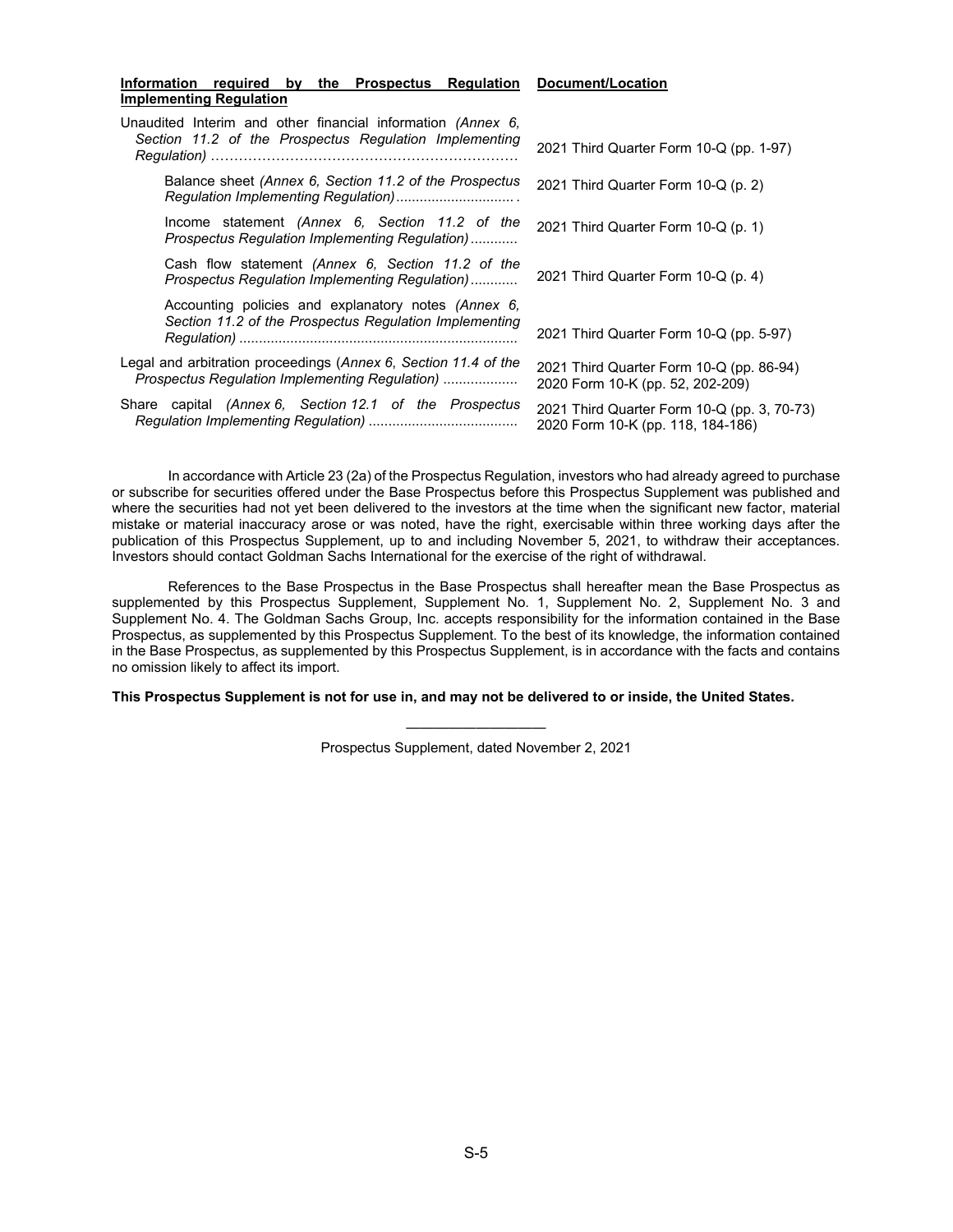| **Information required by the Prospectus Regulation Implementing Regulation** | **Document/Location** |
|---|---|
| Unaudited Interim and other financial information *(Annex 6, Section 11.2 of the Prospectus Regulation Implementing Regulation)* ………………………………………………………… | 2021 Third Quarter Form 10-Q (pp. 1-97) |
| Balance sheet *(Annex 6, Section 11.2 of the Prospectus Regulation Implementing Regulation)*............................. . | 2021 Third Quarter Form 10-Q (p. 2) |
| Income statement *(Annex 6, Section 11.2 of the Prospectus Regulation Implementing Regulation)*............ | 2021 Third Quarter Form 10-Q (p. 1) |
| Cash flow statement *(Annex 6, Section 11.2 of the Prospectus Regulation Implementing Regulation)*............ | 2021 Third Quarter Form 10-Q (p. 4) |
| Accounting policies and explanatory notes *(Annex 6, Section 11.2 of the Prospectus Regulation Implementing Regulation)* ....................................................................... | 2021 Third Quarter Form 10-Q (pp. 5-97) |
| Legal and arbitration proceedings (*Annex 6*, *Section 11.4 of the Prospectus Regulation Implementing Regulation*) ................... | 2021 Third Quarter Form 10-Q (pp. 86-94) 2020 Form 10-K (pp. 52, 202-209) |
| Share capital *(Annex 6, Section 12.1 of the Prospectus Regulation Implementing Regulation)* ...................................... | 2021 Third Quarter Form 10-Q (pp. 3, 70-73) 2020 Form 10-K (pp. 118, 184-186) |

In accordance with Article 23 (2a) of the Prospectus Regulation, investors who had already agreed to purchase or subscribe for securities offered under the Base Prospectus before this Prospectus Supplement was published and where the securities had not yet been delivered to the investors at the time when the significant new factor, material mistake or material inaccuracy arose or was noted, have the right, exercisable within three working days after the publication of this Prospectus Supplement, up to and including November 5, 2021, to withdraw their acceptances. Investors should contact Goldman Sachs International for the exercise of the right of withdrawal.

References to the Base Prospectus in the Base Prospectus shall hereafter mean the Base Prospectus as supplemented by this Prospectus Supplement, Supplement No. 1, Supplement No. 2, Supplement No. 3 and Supplement No. 4. The Goldman Sachs Group, Inc. accepts responsibility for the information contained in the Base Prospectus, as supplemented by this Prospectus Supplement. To the best of its knowledge, the information contained in the Base Prospectus, as supplemented by this Prospectus Supplement, is in accordance with the facts and contains no omission likely to affect its import.

**This Prospectus Supplement is not for use in, and may not be delivered to or inside, the United States.**

---

Prospectus Supplement, dated November 2, 2021